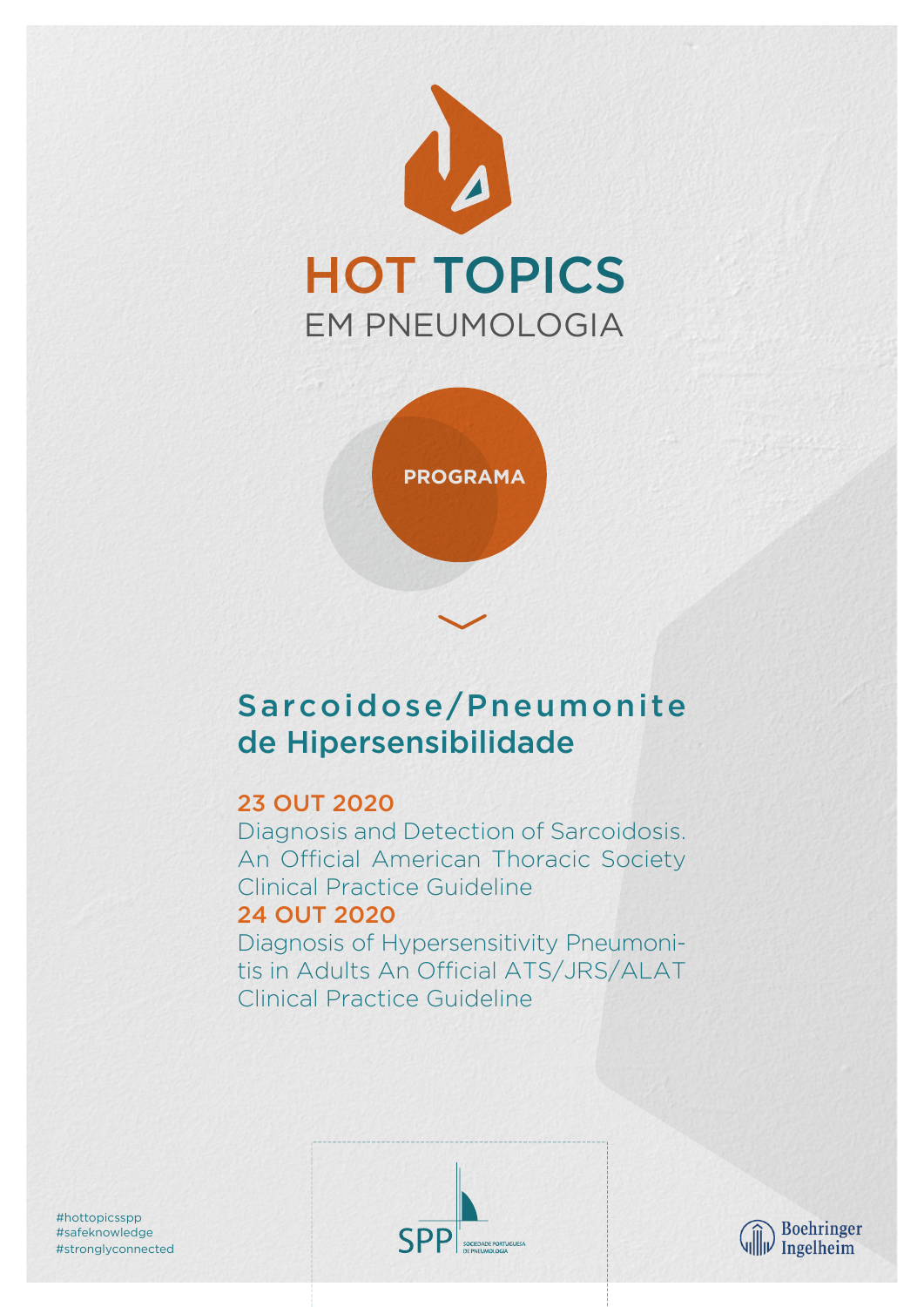# HOT TOPICS
## EM PNEUMOLOGIA

**PROGRAMA**

## Sarcoidose/Pneumonite de Hipersensibilidade

**23 OUT 2020**
Diagnosis and Detection of Sarcoidosis. An Official American Thoracic Society Clinical Practice Guideline

**24 OUT 2020**
Diagnosis of Hypersensitivity Pneumonitis in Adults An Official ATS/JRS/ALAT Clinical Practice Guideline

#hottopicsspp
#safeknowledge
#stronglyconnected

SPP SOCIEDADE PORTUGUESA DE PNEUMOLOGIA

Boehringer Ingelheim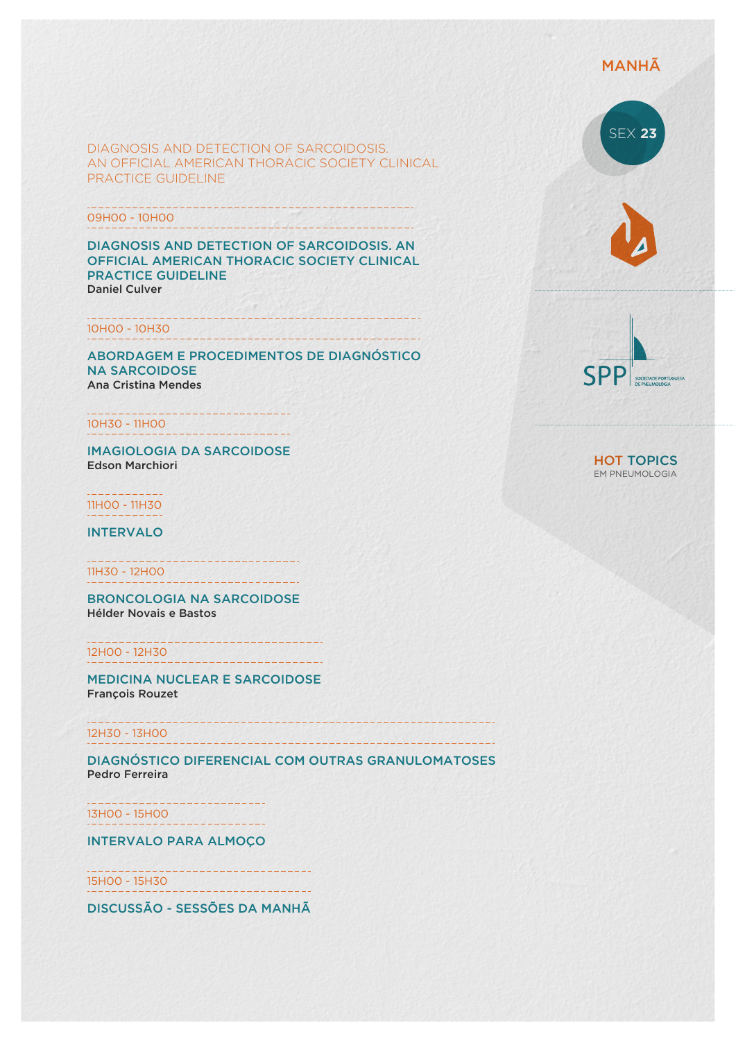MANHÃ

SEX **23**

## DIAGNOSIS AND DETECTION OF SARCOIDOSIS. AN OFFICIAL AMERICAN THORACIC SOCIETY CLINICAL PRACTICE GUIDELINE

09H00 - 10H00

**DIAGNOSIS AND DETECTION OF SARCOIDOSIS. AN OFFICIAL AMERICAN THORACIC SOCIETY CLINICAL PRACTICE GUIDELINE**
Daniel Culver

10H00 - 10H30

**ABORDAGEM E PROCEDIMENTOS DE DIAGNÓSTICO NA SARCOIDOSE**
Ana Cristina Mendes

10H30 - 11H00

**IMAGIOLOGIA DA SARCOIDOSE**
Edson Marchiori

11H00 - 11H30

**INTERVALO**

11H30 - 12H00

**BRONCOLOGIA NA SARCOIDOSE**
Hélder Novais e Bastos

12H00 - 12H30

**MEDICINA NUCLEAR E SARCOIDOSE**
François Rouzet

12H30 - 13H00

**DIAGNÓSTICO DIFERENCIAL COM OUTRAS GRANULOMATOSES**
Pedro Ferreira

13H00 - 15H00

**INTERVALO PARA ALMOÇO**

15H00 - 15H30

**DISCUSSÃO - SESSÕES DA MANHÃ**

SPP SOCIEDADE PORTUGUESA DE PNEUMOLOGIA

**HOT TOPICS** EM PNEUMOLOGIA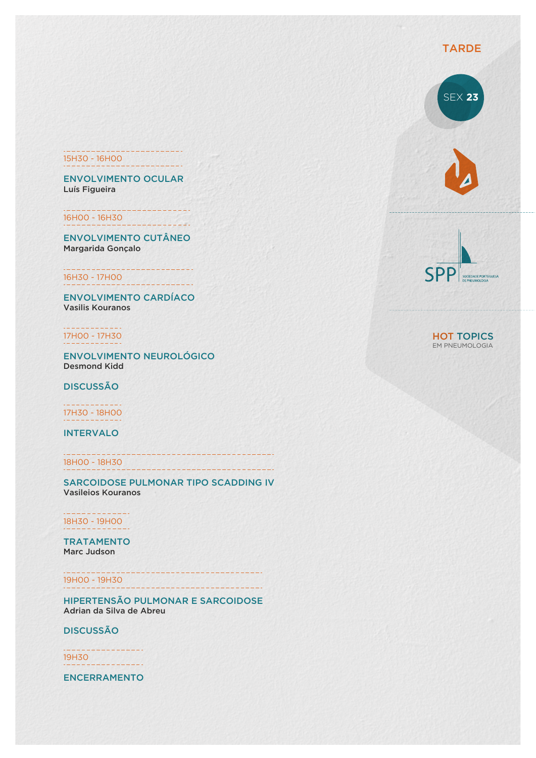TARDE

SEX **23**

SPP SOCIEDADE PORTUGUESA DE PNEUMOLOGIA

**HOT TOPICS**
EM PNEUMOLOGIA

15H30 - 16H00

**ENVOLVIMENTO OCULAR**
Luís Figueira

16H00 - 16H30

**ENVOLVIMENTO CUTÂNEO**
Margarida Gonçalo

16H30 - 17H00

**ENVOLVIMENTO CARDÍACO**
Vasilis Kouranos

17H00 - 17H30

**ENVOLVIMENTO NEUROLÓGICO**
Desmond Kidd

**DISCUSSÃO**

17H30 - 18H00

**INTERVALO**

18H00 - 18H30

**SARCOIDOSE PULMONAR TIPO SCADDING IV**
Vasileios Kouranos

18H30 - 19H00

**TRATAMENTO**
Marc Judson

19H00 - 19H30

**HIPERTENSÃO PULMONAR E SARCOIDOSE**
Adrian da Silva de Abreu

**DISCUSSÃO**

19H30

**ENCERRAMENTO**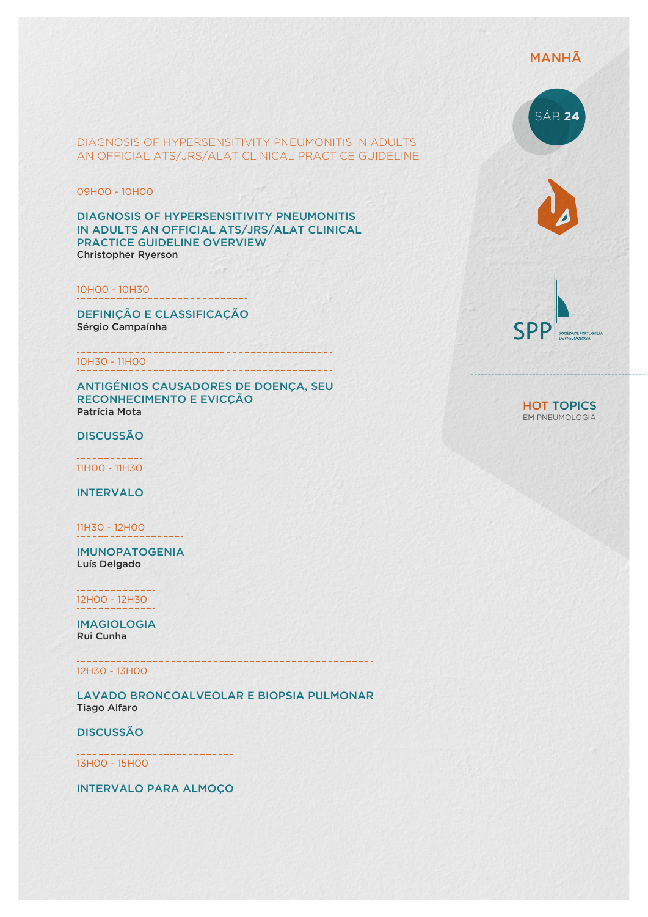MANHÃ

SÁB **24**

DIAGNOSIS OF HYPERSENSITIVITY PNEUMONITIS IN ADULTS AN OFFICIAL ATS/JRS/ALAT CLINICAL PRACTICE GUIDELINE

09H00 - 10H00

**DIAGNOSIS OF HYPERSENSITIVITY PNEUMONITIS IN ADULTS AN OFFICIAL ATS/JRS/ALAT CLINICAL PRACTICE GUIDELINE OVERVIEW**
**Christopher Ryerson**

10H00 - 10H30

**DEFINIÇÃO E CLASSIFICAÇÃO**
**Sérgio Campaínha**

10H30 - 11H00

**ANTIGÉNIOS CAUSADORES DE DOENÇA, SEU RECONHECIMENTO E EVICÇÃO**
**Patrícia Mota**

**DISCUSSÃO**

11H00 - 11H30

**INTERVALO**

11H30 - 12H00

**IMUNOPATOGENIA**
**Luís Delgado**

12H00 - 12H30

**IMAGIOLOGIA**
**Rui Cunha**

12H30 - 13H00

**LAVADO BRONCOALVEOLAR E BIOPSIA PULMONAR**
**Tiago Alfaro**

**DISCUSSÃO**

13H00 - 15H00

**INTERVALO PARA ALMOÇO**

SPP SOCIEDADE PORTUGUESA DE PNEUMOLOGIA

**HOT TOPICS**
EM PNEUMOLOGIA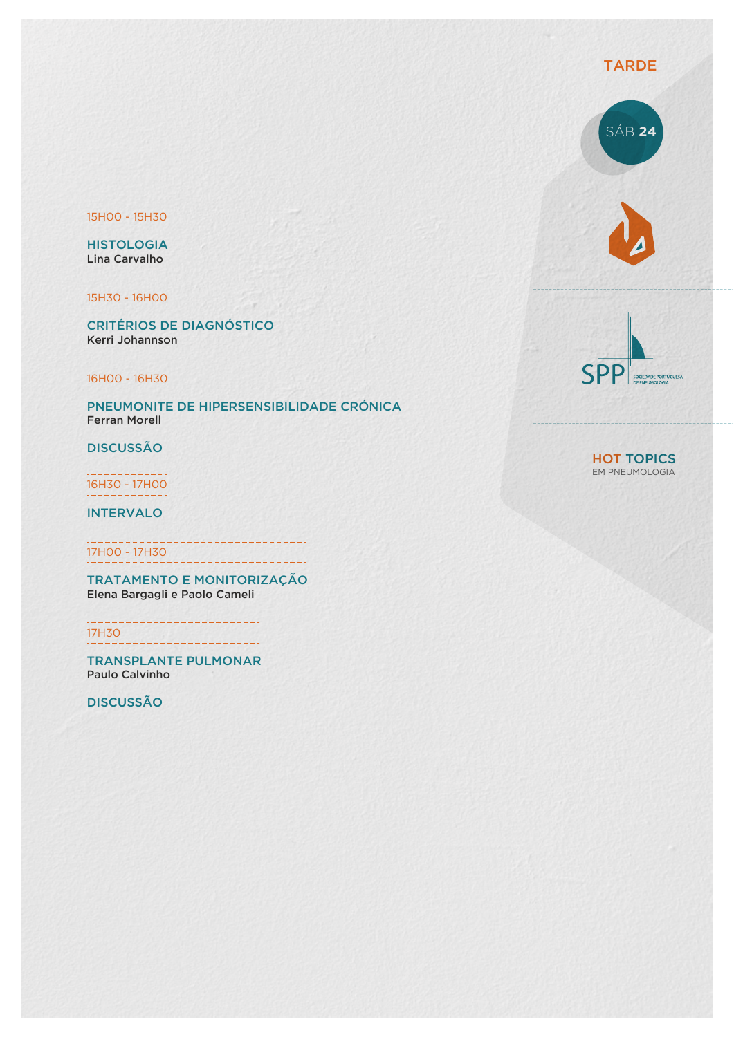TARDE

SÁB **24**

HOT TOPICS
EM PNEUMOLOGIA

15H00 - 15H30

**HISTOLOGIA**
Lina Carvalho

15H30 - 16H00

**CRITÉRIOS DE DIAGNÓSTICO**
Kerri Johannson

16H00 - 16H30

**PNEUMONITE DE HIPERSENSIBILIDADE CRÓNICA**
Ferran Morell

**DISCUSSÃO**

16H30 - 17H00

**INTERVALO**

17H00 - 17H30

**TRATAMENTO E MONITORIZAÇÃO**
Elena Bargagli e Paolo Cameli

17H30

**TRANSPLANTE PULMONAR**
Paulo Calvinho

**DISCUSSÃO**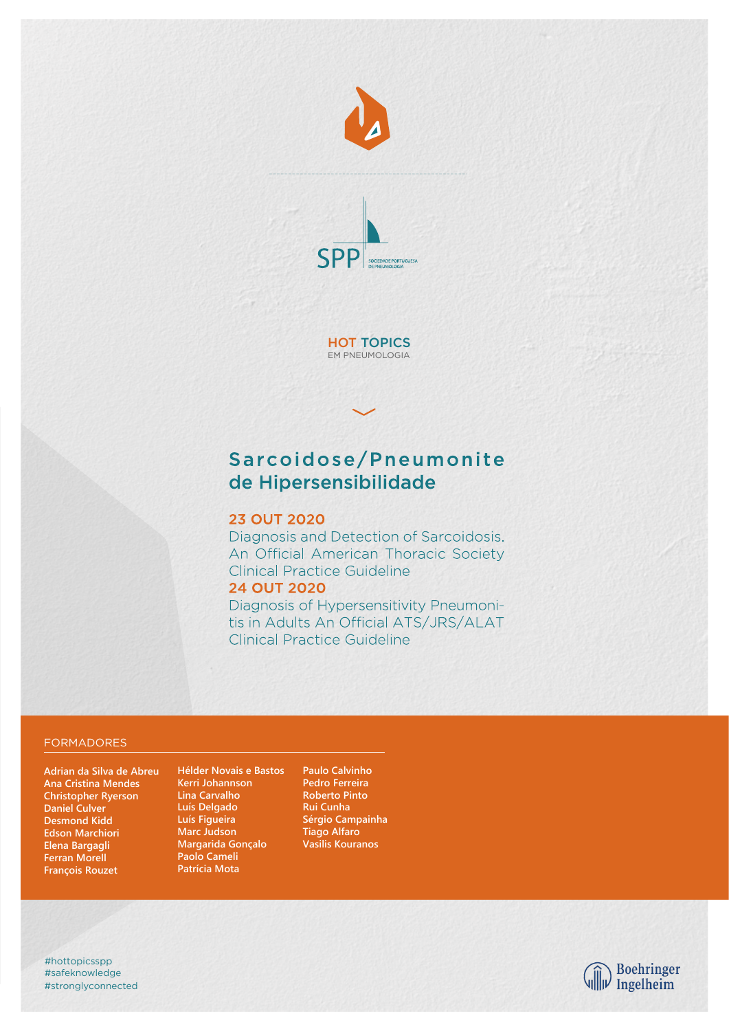SPP SOCIEDADE PORTUGUESA DE PNEUMOLOGIA

**HOT TOPICS**
EM PNEUMOLOGIA

# Sarcoidose/Pneumonite de Hipersensibilidade

## 23 OUT 2020

Diagnosis and Detection of Sarcoidosis. An Official American Thoracic Society Clinical Practice Guideline

## 24 OUT 2020

Diagnosis of Hypersensitivity Pneumonitis in Adults An Official ATS/JRS/ALAT Clinical Practice Guideline

### FORMADORES

- Adrian da Silva de Abreu
- Ana Cristina Mendes
- Christopher Ryerson
- Daniel Culver
- Desmond Kidd
- Edson Marchiori
- Elena Bargagli
- Ferran Morell
- François Rouzet
- Hélder Novais e Bastos
- Kerri Johannson
- Lina Carvalho
- Luís Delgado
- Luís Figueira
- Marc Judson
- Margarida Gonçalo
- Paolo Cameli
- Patrícia Mota
- Paulo Calvinho
- Pedro Ferreira
- Roberto Pinto
- Rui Cunha
- Sérgio Campainha
- Tiago Alfaro
- Vasilis Kouranos

#hottopicsspp
#safeknowledge
#stronglyconnected

Boehringer Ingelheim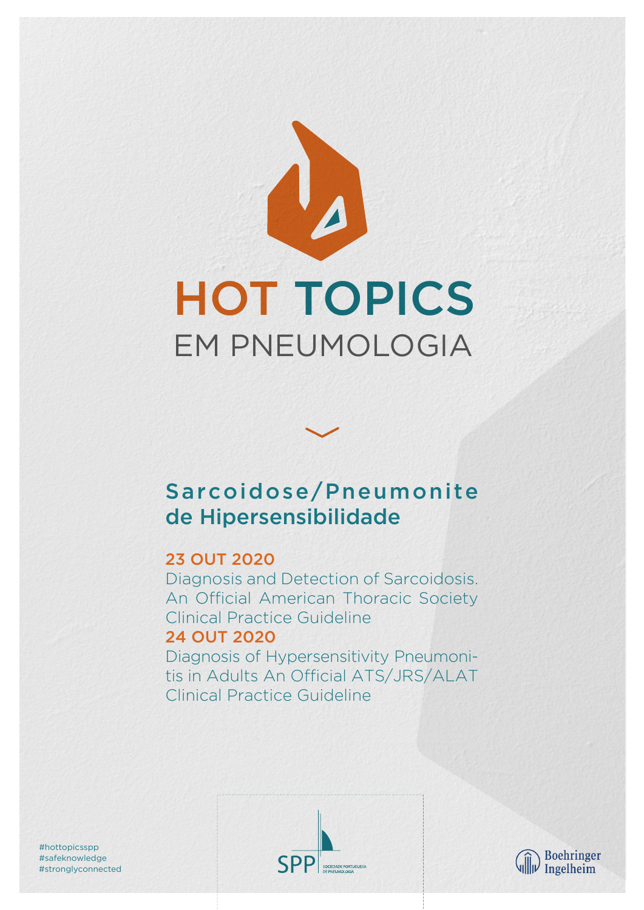# HOT TOPICS

## EM PNEUMOLOGIA

### Sarcoidose/Pneumonite de Hipersensibilidade

**23 OUT 2020**

Diagnosis and Detection of Sarcoidosis. An Official American Thoracic Society Clinical Practice Guideline

**24 OUT 2020**

Diagnosis of Hypersensitivity Pneumonitis in Adults An Official ATS/JRS/ALAT Clinical Practice Guideline

#hottopicsspp
#safeknowledge
#stronglyconnected

SPP SOCIEDADE PORTUGUESA DE PNEUMOLOGIA

Boehringer Ingelheim